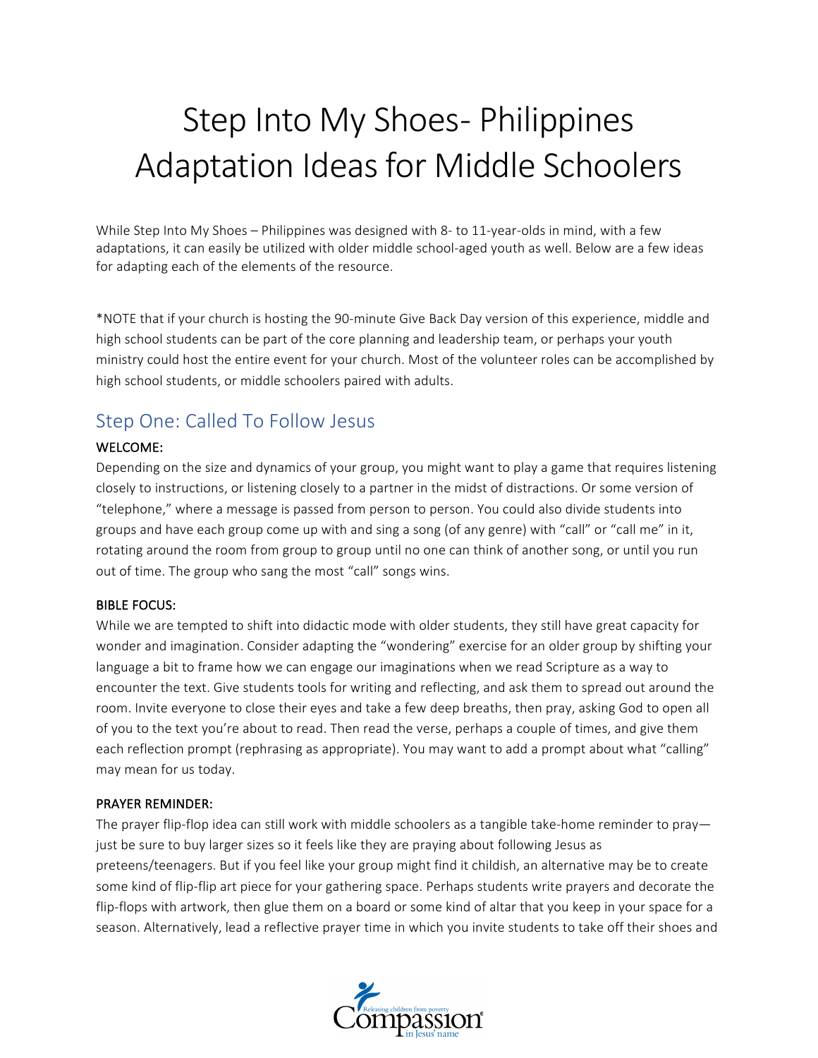# Step Into My Shoes- Philippines Adaptation Ideas for Middle Schoolers

While Step Into My Shoes – Philippines was designed with 8- to 11-year-olds in mind, with a few adaptations, it can easily be utilized with older middle school-aged youth as well. Below are a few ideas for adapting each of the elements of the resource.

*NOTE that if your church is hosting the 90-minute Give Back Day version of this experience, middle and high school students can be part of the core planning and leadership team, or perhaps your youth ministry could host the entire event for your church. Most of the volunteer roles can be accomplished by high school students, or middle schoolers paired with adults.

## Step One: Called To Follow Jesus

**WELCOME:**

Depending on the size and dynamics of your group, you might want to play a game that requires listening closely to instructions, or listening closely to a partner in the midst of distractions. Or some version of "telephone," where a message is passed from person to person. You could also divide students into groups and have each group come up with and sing a song (of any genre) with "call" or "call me" in it, rotating around the room from group to group until no one can think of another song, or until you run out of time. The group who sang the most "call" songs wins.

**BIBLE FOCUS:**

While we are tempted to shift into didactic mode with older students, they still have great capacity for wonder and imagination. Consider adapting the "wondering" exercise for an older group by shifting your language a bit to frame how we can engage our imaginations when we read Scripture as a way to encounter the text. Give students tools for writing and reflecting, and ask them to spread out around the room. Invite everyone to close their eyes and take a few deep breaths, then pray, asking God to open all of you to the text you're about to read. Then read the verse, perhaps a couple of times, and give them each reflection prompt (rephrasing as appropriate). You may want to add a prompt about what "calling" may mean for us today.

**PRAYER REMINDER:**

The prayer flip-flop idea can still work with middle schoolers as a tangible take-home reminder to pray—just be sure to buy larger sizes so it feels like they are praying about following Jesus as preteens/teenagers. But if you feel like your group might find it childish, an alternative may be to create some kind of flip-flip art piece for your gathering space. Perhaps students write prayers and decorate the flip-flops with artwork, then glue them on a board or some kind of altar that you keep in your space for a season. Alternatively, lead a reflective prayer time in which you invite students to take off their shoes and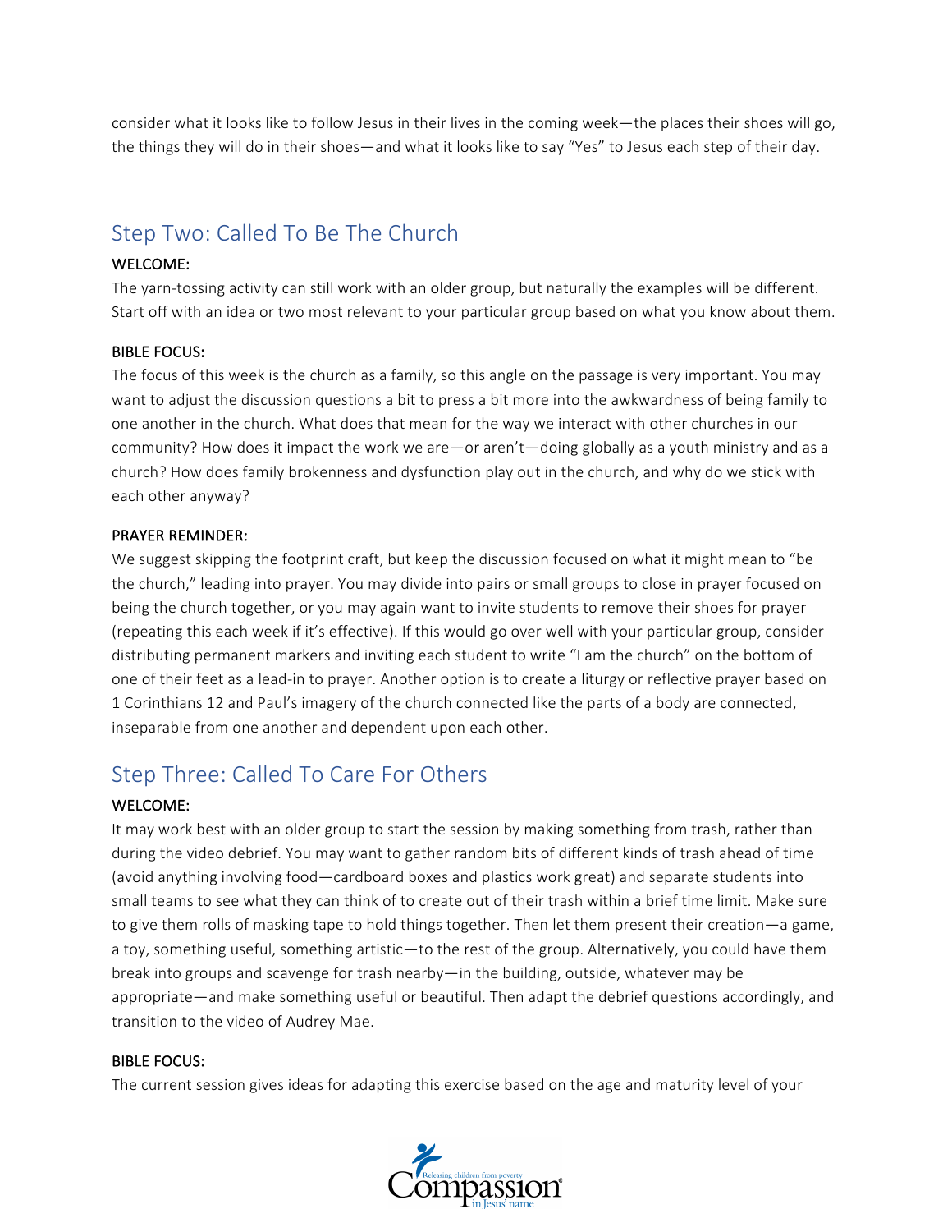consider what it looks like to follow Jesus in their lives in the coming week—the places their shoes will go, the things they will do in their shoes—and what it looks like to say "Yes" to Jesus each step of their day.

## Step Two: Called To Be The Church

**WELCOME:**

The yarn-tossing activity can still work with an older group, but naturally the examples will be different. Start off with an idea or two most relevant to your particular group based on what you know about them.

**BIBLE FOCUS:**

The focus of this week is the church as a family, so this angle on the passage is very important. You may want to adjust the discussion questions a bit to press a bit more into the awkwardness of being family to one another in the church. What does that mean for the way we interact with other churches in our community? How does it impact the work we are—or aren't—doing globally as a youth ministry and as a church? How does family brokenness and dysfunction play out in the church, and why do we stick with each other anyway?

**PRAYER REMINDER:**

We suggest skipping the footprint craft, but keep the discussion focused on what it might mean to "be the church," leading into prayer. You may divide into pairs or small groups to close in prayer focused on being the church together, or you may again want to invite students to remove their shoes for prayer (repeating this each week if it's effective). If this would go over well with your particular group, consider distributing permanent markers and inviting each student to write "I am the church" on the bottom of one of their feet as a lead-in to prayer. Another option is to create a liturgy or reflective prayer based on 1 Corinthians 12 and Paul's imagery of the church connected like the parts of a body are connected, inseparable from one another and dependent upon each other.

## Step Three: Called To Care For Others

**WELCOME:**

It may work best with an older group to start the session by making something from trash, rather than during the video debrief. You may want to gather random bits of different kinds of trash ahead of time (avoid anything involving food—cardboard boxes and plastics work great) and separate students into small teams to see what they can think of to create out of their trash within a brief time limit. Make sure to give them rolls of masking tape to hold things together. Then let them present their creation—a game, a toy, something useful, something artistic—to the rest of the group. Alternatively, you could have them break into groups and scavenge for trash nearby—in the building, outside, whatever may be appropriate—and make something useful or beautiful. Then adapt the debrief questions accordingly, and transition to the video of Audrey Mae.

**BIBLE FOCUS:**

The current session gives ideas for adapting this exercise based on the age and maturity level of your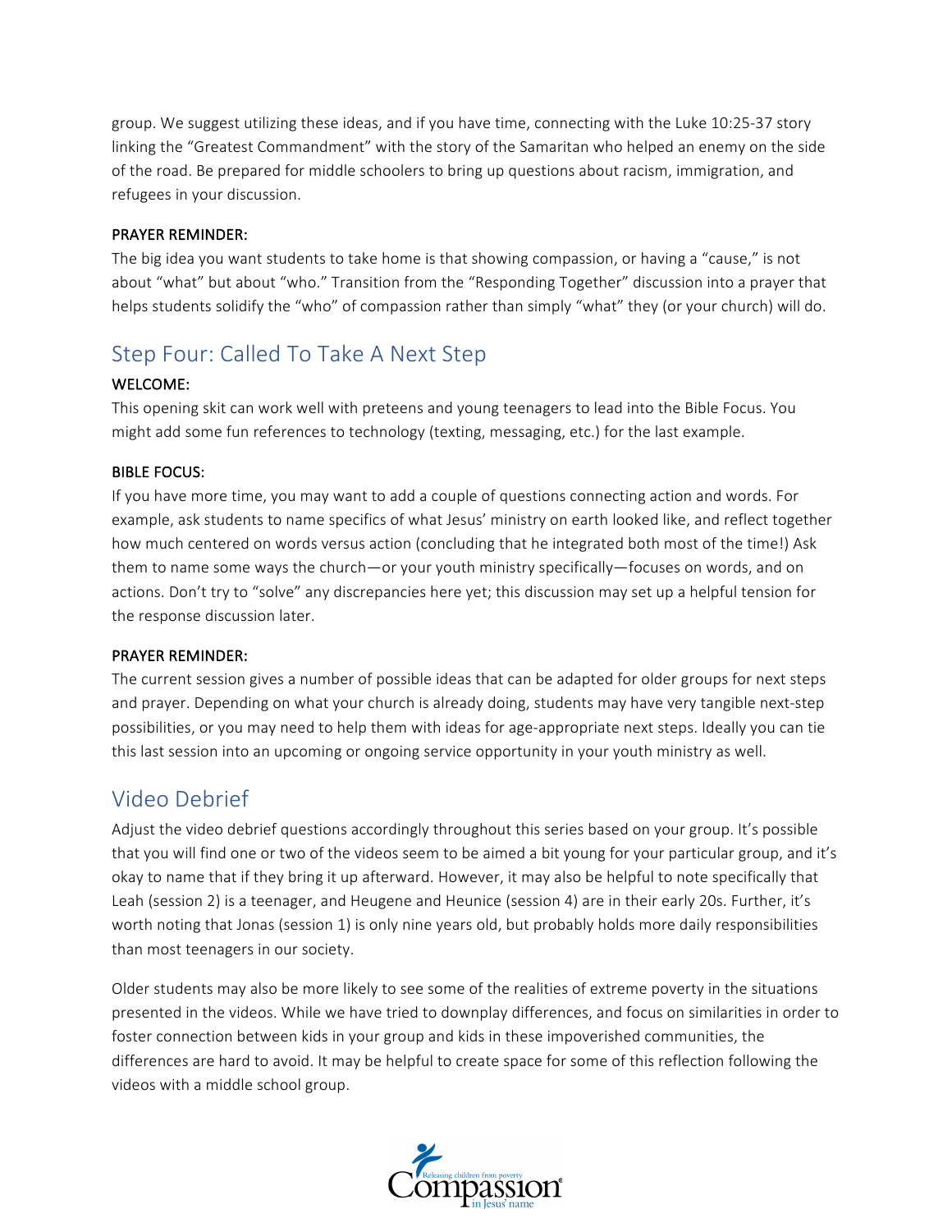group. We suggest utilizing these ideas, and if you have time, connecting with the Luke 10:25-37 story linking the "Greatest Commandment" with the story of the Samaritan who helped an enemy on the side of the road. Be prepared for middle schoolers to bring up questions about racism, immigration, and refugees in your discussion.

**PRAYER REMINDER:**

The big idea you want students to take home is that showing compassion, or having a "cause," is not about "what" but about "who." Transition from the "Responding Together" discussion into a prayer that helps students solidify the "who" of compassion rather than simply "what" they (or your church) will do.

## Step Four: Called To Take A Next Step

**WELCOME:**

This opening skit can work well with preteens and young teenagers to lead into the Bible Focus. You might add some fun references to technology (texting, messaging, etc.) for the last example.

**BIBLE FOCUS:**

If you have more time, you may want to add a couple of questions connecting action and words. For example, ask students to name specifics of what Jesus' ministry on earth looked like, and reflect together how much centered on words versus action (concluding that he integrated both most of the time!) Ask them to name some ways the church—or your youth ministry specifically—focuses on words, and on actions. Don't try to "solve" any discrepancies here yet; this discussion may set up a helpful tension for the response discussion later.

**PRAYER REMINDER:**

The current session gives a number of possible ideas that can be adapted for older groups for next steps and prayer. Depending on what your church is already doing, students may have very tangible next-step possibilities, or you may need to help them with ideas for age-appropriate next steps. Ideally you can tie this last session into an upcoming or ongoing service opportunity in your youth ministry as well.

## Video Debrief

Adjust the video debrief questions accordingly throughout this series based on your group. It's possible that you will find one or two of the videos seem to be aimed a bit young for your particular group, and it's okay to name that if they bring it up afterward. However, it may also be helpful to note specifically that Leah (session 2) is a teenager, and Heugene and Heunice (session 4) are in their early 20s. Further, it's worth noting that Jonas (session 1) is only nine years old, but probably holds more daily responsibilities than most teenagers in our society.

Older students may also be more likely to see some of the realities of extreme poverty in the situations presented in the videos. While we have tried to downplay differences, and focus on similarities in order to foster connection between kids in your group and kids in these impoverished communities, the differences are hard to avoid. It may be helpful to create space for some of this reflection following the videos with a middle school group.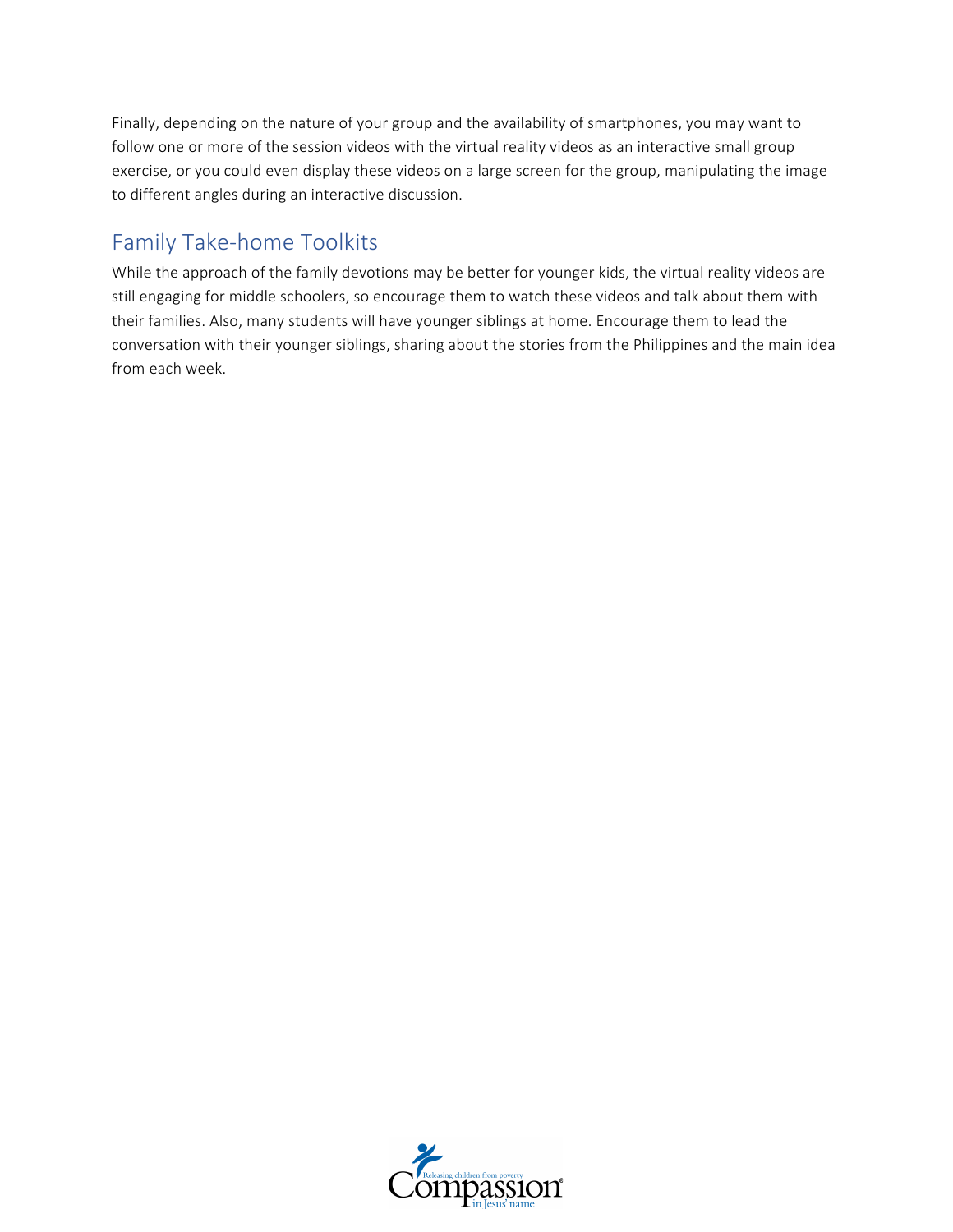Finally, depending on the nature of your group and the availability of smartphones, you may want to follow one or more of the session videos with the virtual reality videos as an interactive small group exercise, or you could even display these videos on a large screen for the group, manipulating the image to different angles during an interactive discussion.

## Family Take-home Toolkits

While the approach of the family devotions may be better for younger kids, the virtual reality videos are still engaging for middle schoolers, so encourage them to watch these videos and talk about them with their families. Also, many students will have younger siblings at home. Encourage them to lead the conversation with their younger siblings, sharing about the stories from the Philippines and the main idea from each week.